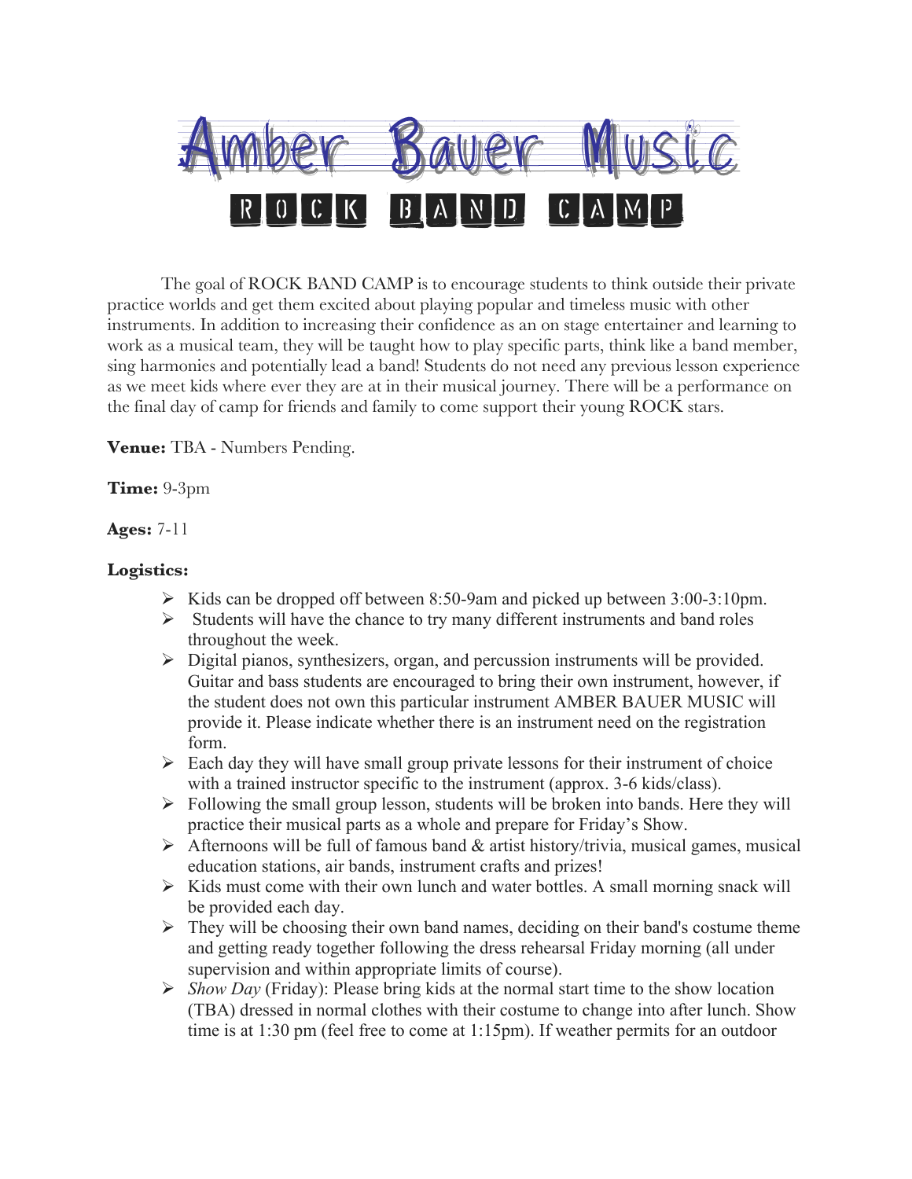# Amber Bauer Music

## ROCK BAND CAMP

The goal of ROCK BAND CAMP is to encourage students to think outside their private practice worlds and get them excited about playing popular and timeless music with other instruments. In addition to increasing their confidence as an on stage entertainer and learning to work as a musical team, they will be taught how to play specific parts, think like a band member, sing harmonies and potentially lead a band! Students do not need any previous lesson experience as we meet kids where ever they are at in their musical journey. There will be a performance on the final day of camp for friends and family to come support their young ROCK stars.

**Venue:** TBA - Numbers Pending.

**Time:** 9-3pm

**Ages:** 7-11

**Logistics:**

- Kids can be dropped off between 8:50-9am and picked up between 3:00-3:10pm.
- Students will have the chance to try many different instruments and band roles throughout the week.
- Digital pianos, synthesizers, organ, and percussion instruments will be provided. Guitar and bass students are encouraged to bring their own instrument, however, if the student does not own this particular instrument AMBER BAUER MUSIC will provide it. Please indicate whether there is an instrument need on the registration form.
- Each day they will have small group private lessons for their instrument of choice with a trained instructor specific to the instrument (approx. 3-6 kids/class).
- Following the small group lesson, students will be broken into bands. Here they will practice their musical parts as a whole and prepare for Friday's Show.
- Afternoons will be full of famous band & artist history/trivia, musical games, musical education stations, air bands, instrument crafts and prizes!
- Kids must come with their own lunch and water bottles. A small morning snack will be provided each day.
- They will be choosing their own band names, deciding on their band's costume theme and getting ready together following the dress rehearsal Friday morning (all under supervision and within appropriate limits of course).
- *Show Day* (Friday): Please bring kids at the normal start time to the show location (TBA) dressed in normal clothes with their costume to change into after lunch. Show time is at 1:30 pm (feel free to come at 1:15pm). If weather permits for an outdoor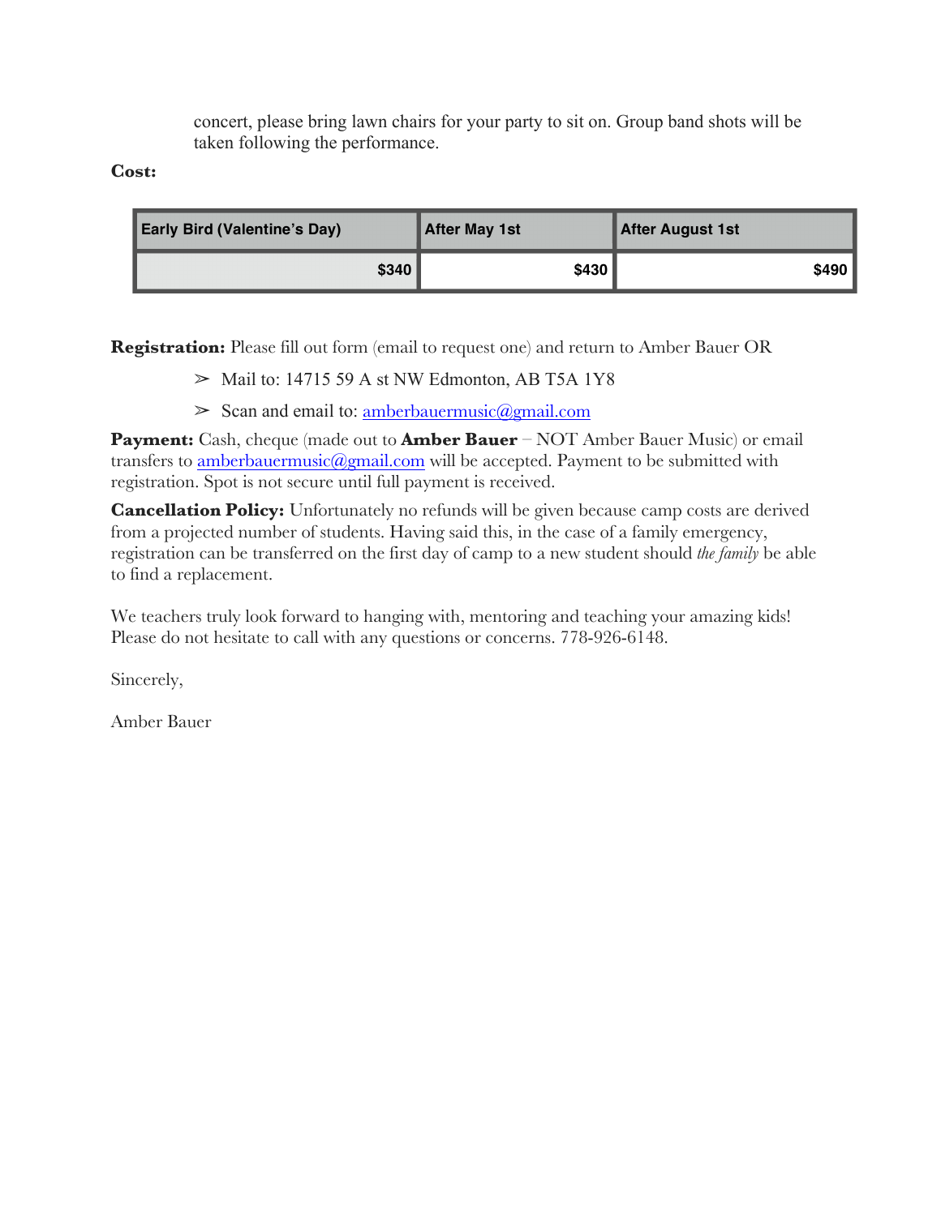concert, please bring lawn chairs for your party to sit on. Group band shots will be taken following the performance.

**Cost:**

| Early Bird (Valentine's Day) | After May 1st | After August 1st |
|---|---|---|
| $340 | $430 | $490 |

**Registration:** Please fill out form (email to request one) and return to Amber Bauer OR

- ➢ Mail to: 14715 59 A st NW Edmonton, AB T5A 1Y8
- ➢ Scan and email to: amberbauermusic@gmail.com

**Payment:** Cash, cheque (made out to **Amber Bauer** – NOT Amber Bauer Music) or email transfers to amberbauermusic@gmail.com will be accepted. Payment to be submitted with registration. Spot is not secure until full payment is received.

**Cancellation Policy:** Unfortunately no refunds will be given because camp costs are derived from a projected number of students. Having said this, in the case of a family emergency, registration can be transferred on the first day of camp to a new student should *the family* be able to find a replacement.

We teachers truly look forward to hanging with, mentoring and teaching your amazing kids! Please do not hesitate to call with any questions or concerns. 778-926-6148.

Sincerely,

Amber Bauer